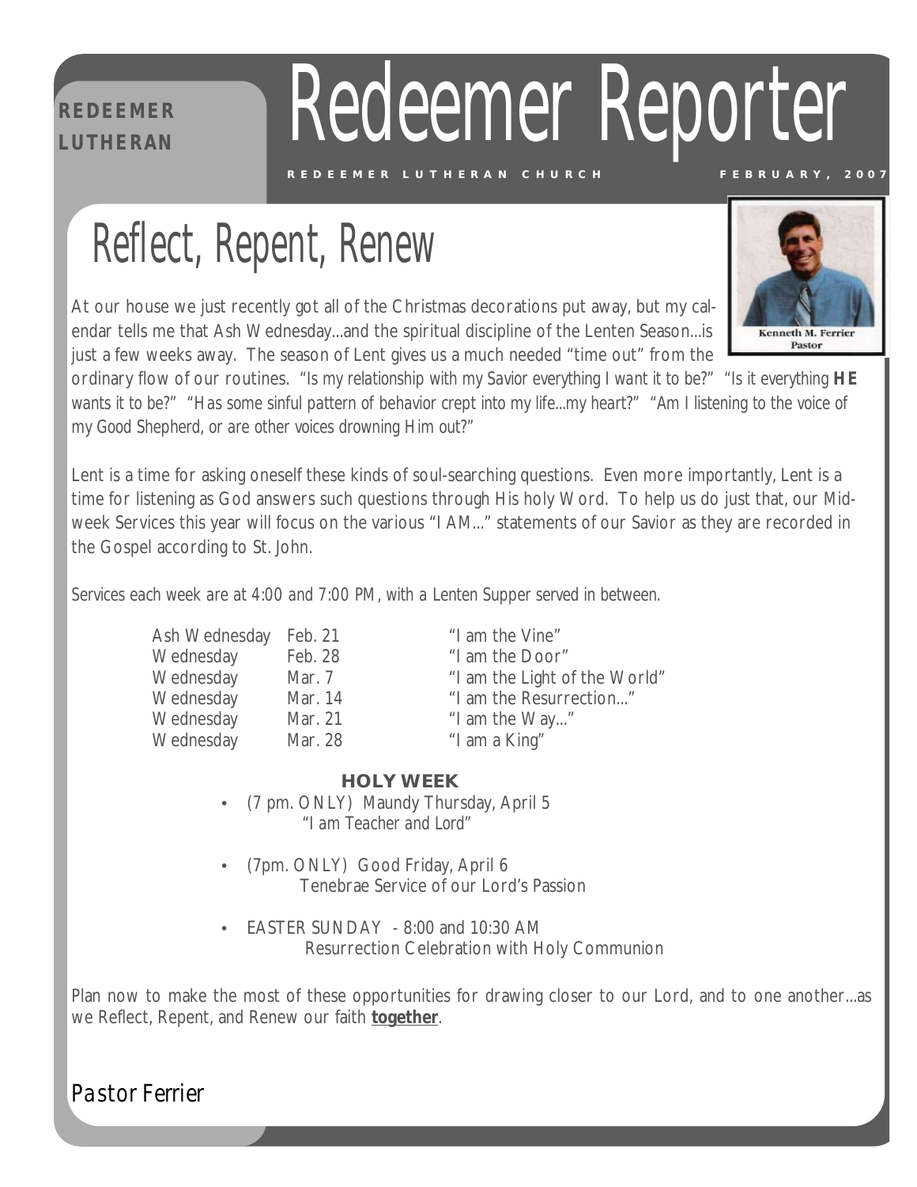REDEEMER LUTHERAN

# Redeemer Reporter

REDEEMER LUTHERAN CHURCH — FEBRUARY, 2007

## Reflect, Repent, Renew

Kenneth M. Ferrier
Pastor

At our house we just recently got all of the Christmas decorations put away, but my calendar tells me that Ash Wednesday...and the spiritual discipline of the Lenten Season...is just a few weeks away. The season of Lent gives us a much needed "time out" from the ordinary flow of our routines. "Is my relationship with my Savior everything I want it to be?" "Is it everything **HE** wants it to be?" "Has some sinful pattern of behavior crept into my life...my heart?" "Am I listening to the voice of my Good Shepherd, or are other voices drowning Him out?"

Lent is a time for asking oneself these kinds of soul-searching questions. Even more importantly, Lent is a time for listening as God answers such questions through His holy Word. To help us do just that, our Mid-week Services this year will focus on the various "I AM..." statements of our Savior as they are recorded in the Gospel according to St. John.

Services each week are at 4:00 and 7:00 PM, with a Lenten Supper served in between.

| | | |
|---|---|---|
| Ash Wednesday | Feb. 21 | "I am the Vine" |
| Wednesday | Feb. 28 | "I am the Door" |
| Wednesday | Mar. 7 | "I am the Light of the World" |
| Wednesday | Mar. 14 | "I am the Resurrection..." |
| Wednesday | Mar. 21 | "I am the Way..." |
| Wednesday | Mar. 28 | "I am a King" |

**HOLY WEEK**

- (7 pm. ONLY) Maundy Thursday, April 5
  "I am Teacher and Lord"
- (7pm. ONLY) Good Friday, April 6
  Tenebrae Service of our Lord's Passion
- EASTER SUNDAY - 8:00 and 10:30 AM
  Resurrection Celebration with Holy Communion

Plan now to make the most of these opportunities for drawing closer to our Lord, and to one another...as we Reflect, Repent, and Renew our faith **together**.

*Pastor Ferrier*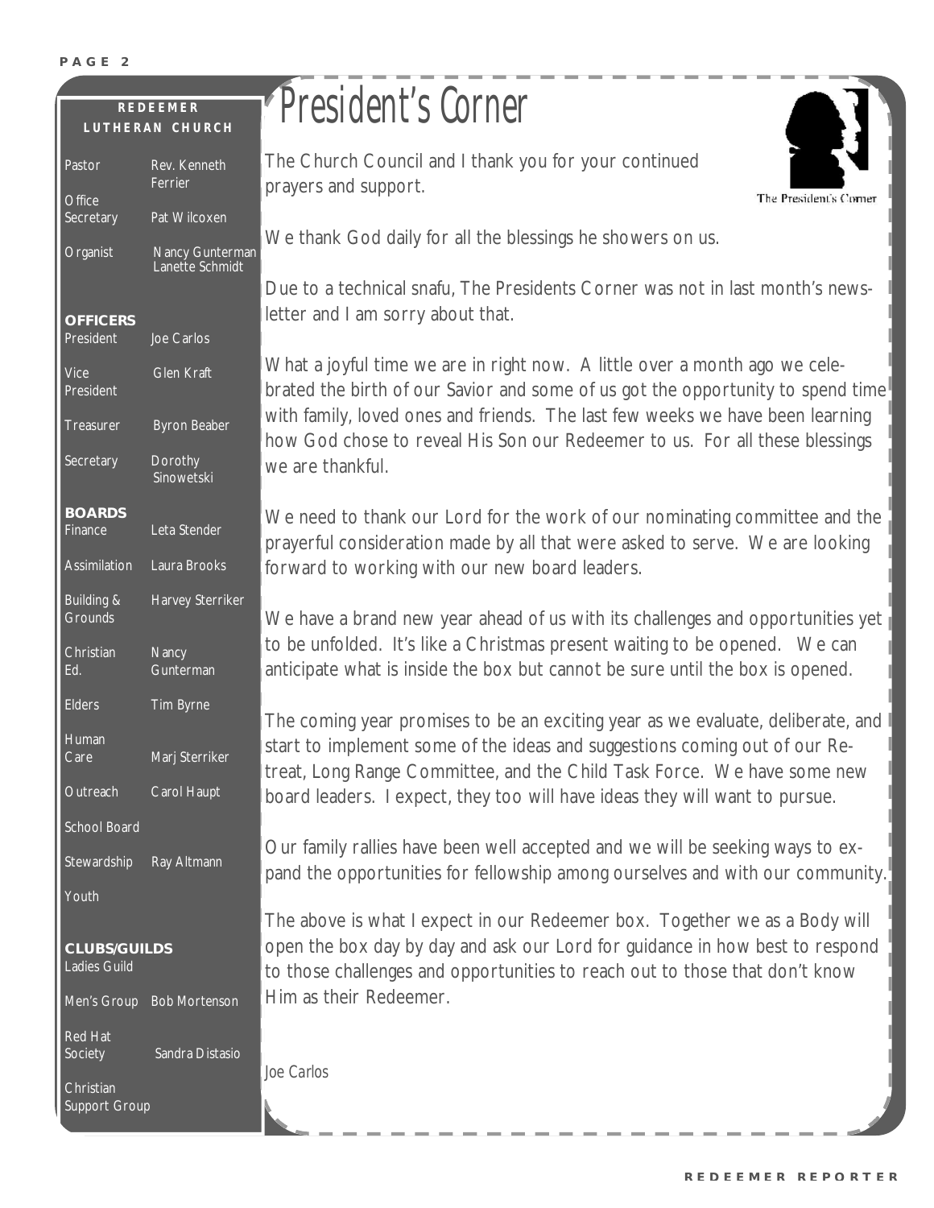**REDEEMER LUTHERAN CHURCH**

| | |
|---|---|
| Pastor | Rev. Kenneth Ferrier |
| Office Secretary | Pat Wilcoxen |
| Organist | Nancy Gunterman<br>Lanette Schmidt |

**OFFICERS**

| | |
|---|---|
| President | Joe Carlos |
| Vice President | Glen Kraft |
| Treasurer | Byron Beaber |
| Secretary | Dorothy Sinowetski |

**BOARDS**

| | |
|---|---|
| Finance | Leta Stender |
| Assimilation | Laura Brooks |
| Building & Grounds | Harvey Sterriker |
| Christian Ed. | Nancy Gunterman |
| Elders | Tim Byrne |
| Human Care | Marj Sterriker |
| Outreach | Carol Haupt |
| School Board | |
| Stewardship | Ray Altmann |
| Youth | |

**CLUBS/GUILDS**

| | |
|---|---|
| Ladies Guild | |
| Men's Group | Bob Mortenson |
| Red Hat Society | Sandra Distasio |
| Christian Support Group | |

# President's Corner

The President's Corner

The Church Council and I thank you for your continued prayers and support.

We thank God daily for all the blessings he showers on us.

Due to a technical snafu, The Presidents Corner was not in last month's newsletter and I am sorry about that.

What a joyful time we are in right now. A little over a month ago we celebrated the birth of our Savior and some of us got the opportunity to spend time with family, loved ones and friends. The last few weeks we have been learning how God chose to reveal His Son our Redeemer to us. For all these blessings we are thankful.

We need to thank our Lord for the work of our nominating committee and the prayerful consideration made by all that were asked to serve. We are looking forward to working with our new board leaders.

We have a brand new year ahead of us with its challenges and opportunities yet to be unfolded. It's like a Christmas present waiting to be opened. We can anticipate what is inside the box but cannot be sure until the box is opened.

The coming year promises to be an exciting year as we evaluate, deliberate, and start to implement some of the ideas and suggestions coming out of our Retreat, Long Range Committee, and the Child Task Force. We have some new board leaders. I expect, they too will have ideas they will want to pursue.

Our family rallies have been well accepted and we will be seeking ways to expand the opportunities for fellowship among ourselves and with our community.

The above is what I expect in our Redeemer box. Together we as a Body will open the box day by day and ask our Lord for guidance in how best to respond to those challenges and opportunities to reach out to those that don't know Him as their Redeemer.

*Joe Carlos*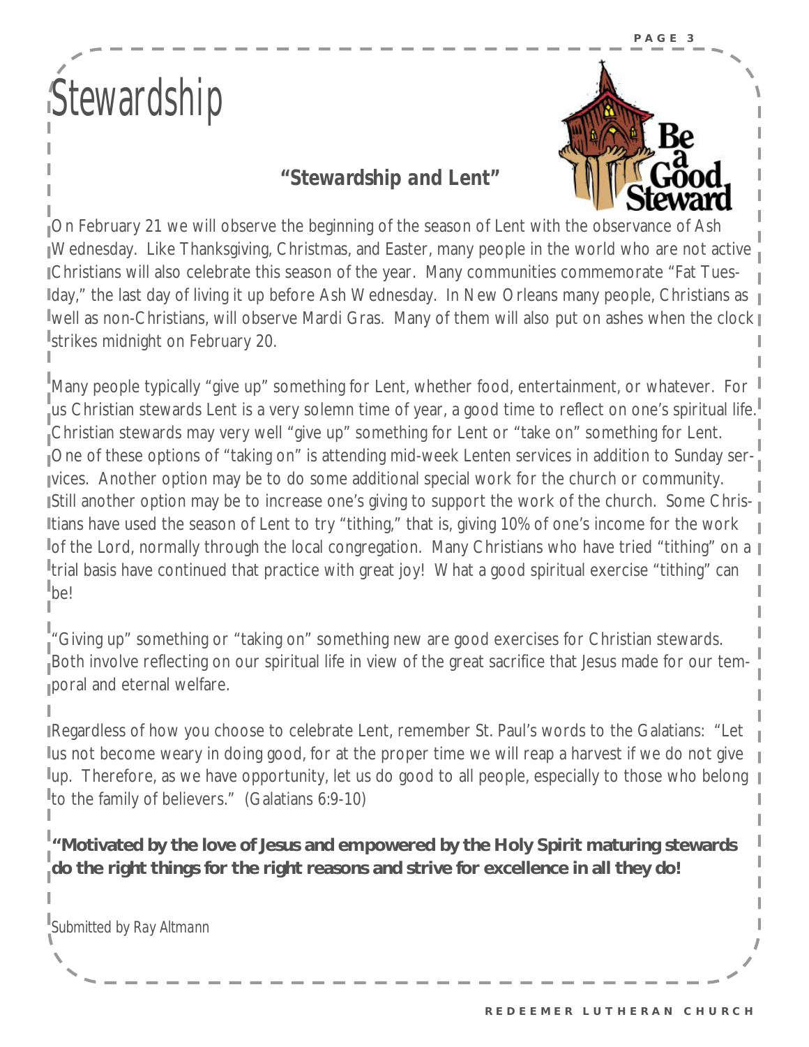# Stewardship

## *"Stewardship and Lent"*

On February 21 we will observe the beginning of the season of Lent with the observance of Ash Wednesday. Like Thanksgiving, Christmas, and Easter, many people in the world who are not active Christians will also celebrate this season of the year. Many communities commemorate "Fat Tuesday," the last day of living it up before Ash Wednesday. In New Orleans many people, Christians as well as non-Christians, will observe Mardi Gras. Many of them will also put on ashes when the clock strikes midnight on February 20.

Many people typically "give up" something for Lent, whether food, entertainment, or whatever. For us Christian stewards Lent is a very solemn time of year, a good time to reflect on one's spiritual life. Christian stewards may very well "give up" something for Lent or "take on" something for Lent. One of these options of "taking on" is attending mid-week Lenten services in addition to Sunday services. Another option may be to do some additional special work for the church or community. Still another option may be to increase one's giving to support the work of the church. Some Christians have used the season of Lent to try "tithing," that is, giving 10% of one's income for the work of the Lord, normally through the local congregation. Many Christians who have tried "tithing" on a trial basis have continued that practice with great joy! What a good spiritual exercise "tithing" can be!

"Giving up" something or "taking on" something new are good exercises for Christian stewards. Both involve reflecting on our spiritual life in view of the great sacrifice that Jesus made for our temporal and eternal welfare.

Regardless of how you choose to celebrate Lent, remember St. Paul's words to the Galatians: "Let us not become weary in doing good, for at the proper time we will reap a harvest if we do not give up. Therefore, as we have opportunity, let us do good to all people, especially to those who belong to the family of believers." (Galatians 6:9-10)

**"Motivated by the love of Jesus and empowered by the Holy Spirit maturing stewards do the right things for the right reasons and strive for excellence in all they do!**

*Submitted by Ray Altmann*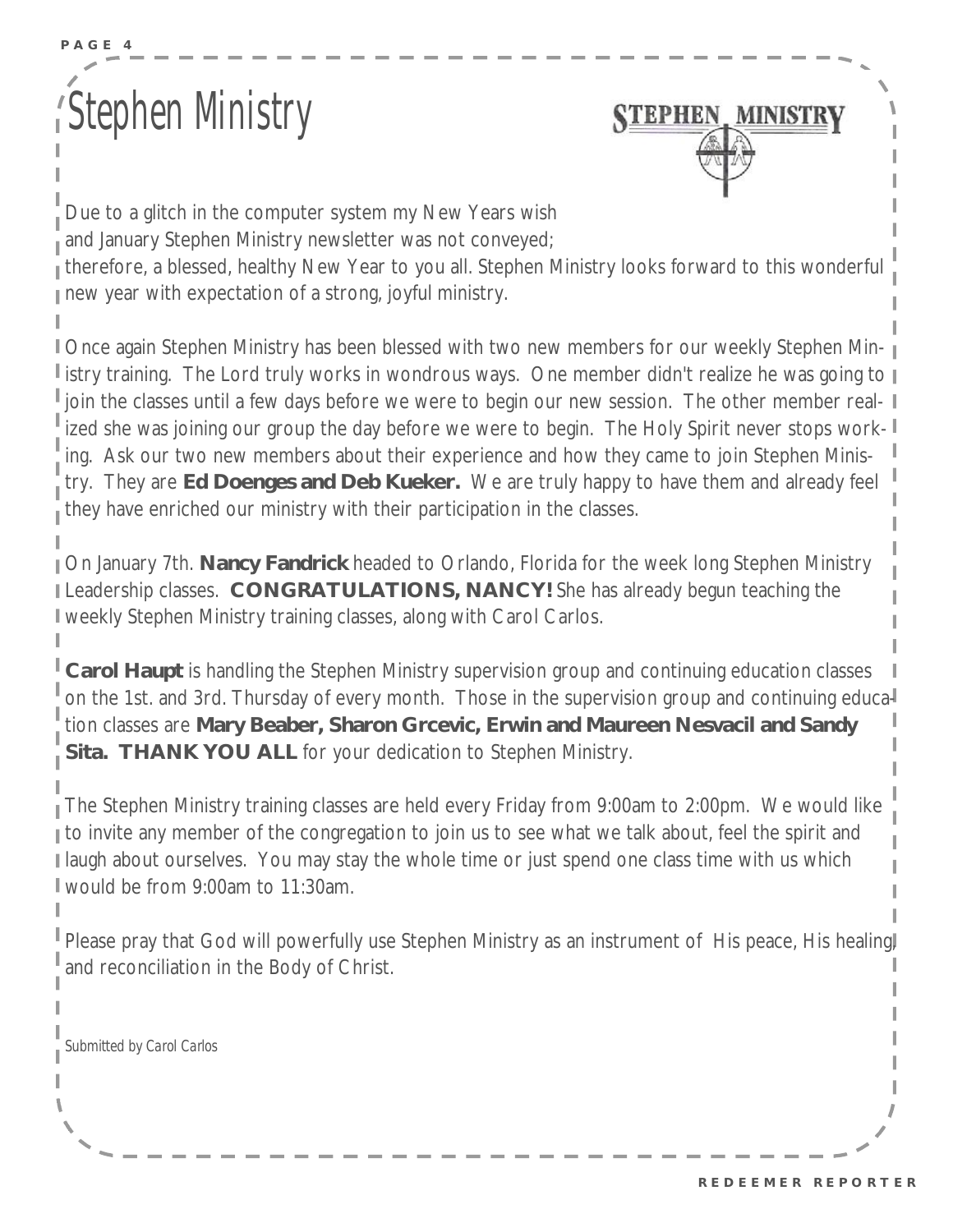# Stephen Ministry

Due to a glitch in the computer system my New Years wish and January Stephen Ministry newsletter was not conveyed; therefore, a blessed, healthy New Year to you all. Stephen Ministry looks forward to this wonderful new year with expectation of a strong, joyful ministry.

Once again Stephen Ministry has been blessed with two new members for our weekly Stephen Ministry training. The Lord truly works in wondrous ways. One member didn't realize he was going to join the classes until a few days before we were to begin our new session. The other member realized she was joining our group the day before we were to begin. The Holy Spirit never stops working. Ask our two new members about their experience and how they came to join Stephen Ministry. They are **Ed Doenges and Deb Kueker.** We are truly happy to have them and already feel they have enriched our ministry with their participation in the classes.

On January 7th. **Nancy Fandrick** headed to Orlando, Florida for the week long Stephen Ministry Leadership classes. **CONGRATULATIONS, NANCY!** She has already begun teaching the weekly Stephen Ministry training classes, along with Carol Carlos.

**Carol Haupt** is handling the Stephen Ministry supervision group and continuing education classes on the 1st. and 3rd. Thursday of every month. Those in the supervision group and continuing education classes are **Mary Beaber, Sharon Grcevic, Erwin and Maureen Nesvacil and Sandy Sita. THANK YOU ALL** for your dedication to Stephen Ministry.

The Stephen Ministry training classes are held every Friday from 9:00am to 2:00pm. We would like to invite any member of the congregation to join us to see what we talk about, feel the spirit and laugh about ourselves. You may stay the whole time or just spend one class time with us which would be from 9:00am to 11:30am.

Please pray that God will powerfully use Stephen Ministry as an instrument of His peace, His healing and reconciliation in the Body of Christ.

*Submitted by Carol Carlos*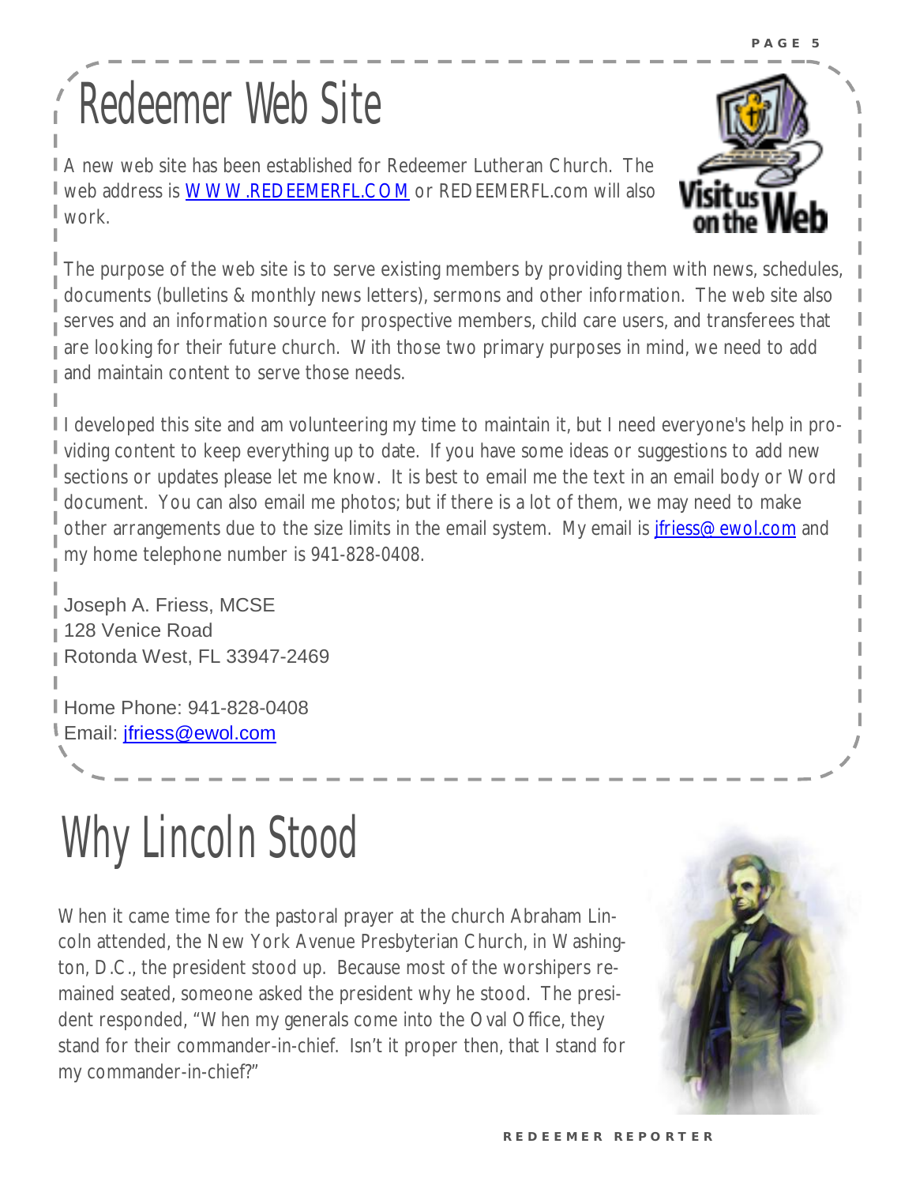# Redeemer Web Site

A new web site has been established for Redeemer Lutheran Church. The web address is WWW.REDEEMERFL.COM or REDEEMERFL.com will also work.

The purpose of the web site is to serve existing members by providing them with news, schedules, documents (bulletins & monthly news letters), sermons and other information. The web site also serves and an information source for prospective members, child care users, and transferees that are looking for their future church. With those two primary purposes in mind, we need to add and maintain content to serve those needs.

I developed this site and am volunteering my time to maintain it, but I need everyone's help in providing content to keep everything up to date. If you have some ideas or suggestions to add new sections or updates please let me know. It is best to email me the text in an email body or Word document. You can also email me photos; but if there is a lot of them, we may need to make other arrangements due to the size limits in the email system. My email is jfriess@ewol.com and my home telephone number is 941-828-0408.

Joseph A. Friess, MCSE
128 Venice Road
Rotonda West, FL 33947-2469

Home Phone: 941-828-0408
Email: jfriess@ewol.com

# Why Lincoln Stood

When it came time for the pastoral prayer at the church Abraham Lincoln attended, the New York Avenue Presbyterian Church, in Washington, D.C., the president stood up. Because most of the worshipers remained seated, someone asked the president why he stood. The president responded, "When my generals come into the Oval Office, they stand for their commander-in-chief. Isn't it proper then, that I stand for my commander-in-chief?"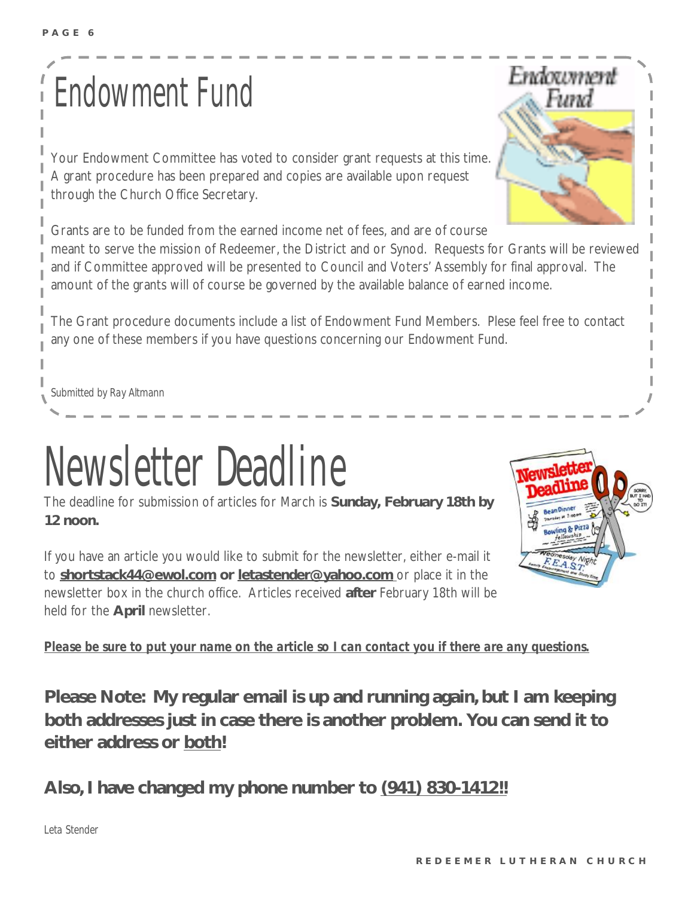# Endowment Fund

Your Endowment Committee has voted to consider grant requests at this time. A grant procedure has been prepared and copies are available upon request through the Church Office Secretary.

Grants are to be funded from the earned income net of fees, and are of course meant to serve the mission of Redeemer, the District and or Synod. Requests for Grants will be reviewed and if Committee approved will be presented to Council and Voters' Assembly for final approval. The amount of the grants will of course be governed by the available balance of earned income.

The Grant procedure documents include a list of Endowment Fund Members. Plese feel free to contact any one of these members if you have questions concerning our Endowment Fund.

*Submitted by Ray Altmann*

# Newsletter Deadline

The deadline for submission of articles for March is **Sunday, February 18th by 12 noon.**

If you have an article you would like to submit for the newsletter, either e-mail it to **shortstack44@ewol.com or letastender@yahoo.com** or place it in the newsletter box in the church office. Articles received **after** February 18th will be held for the **April** newsletter.

***Please be sure to put your name on the article so I can contact you if there are any questions.***

**Please Note: My regular email is up and running again, but I am keeping both addresses just in case there is another problem. You can send it to either address or both!**

**Also, I have changed my phone number to (941) 830-1412!!**

*Leta Stender*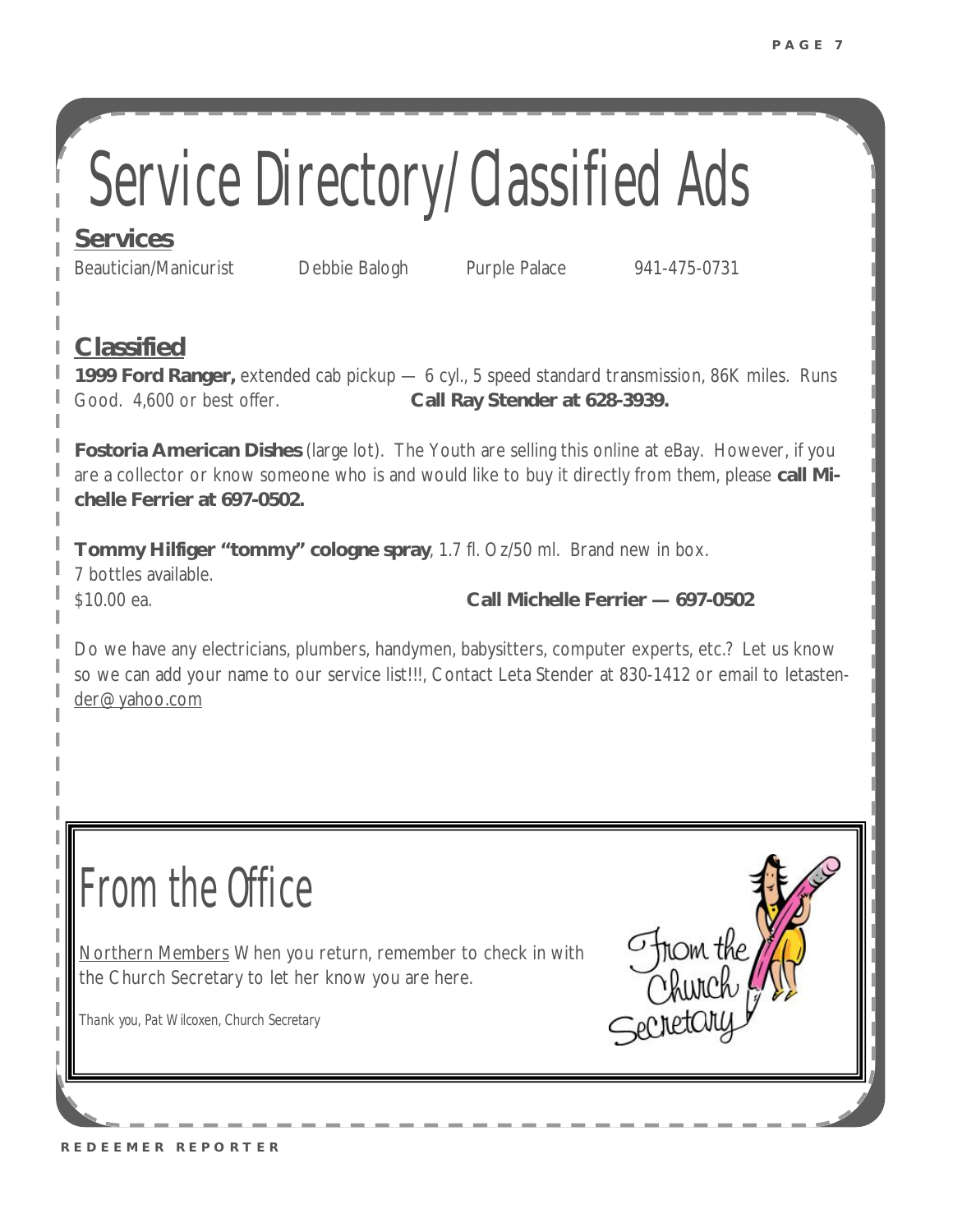# Service Directory/Classified Ads

## Services

| Beautician/Manicurist | Debbie Balogh | Purple Palace | 941-475-0731 |
|---|---|---|---|

## Classified

**1999 Ford Ranger,** extended cab pickup — 6 cyl., 5 speed standard transmission, 86K miles. Runs Good. 4,600 or best offer. **Call Ray Stender at 628-3939.**

**Fostoria American Dishes** (large lot). The Youth are selling this online at eBay. However, if you are a collector or know someone who is and would like to buy it directly from them, please **call Michelle Ferrier at 697-0502.**

**Tommy Hilfiger "tommy" cologne spray**, 1.7 fl. Oz/50 ml. Brand new in box.
7 bottles available.
$10.00 ea. **Call Michelle Ferrier — 697-0502**

Do we have any electricians, plumbers, handymen, babysitters, computer experts, etc.? Let us know so we can add your name to our service list!!!, Contact Leta Stender at 830-1412 or email to letastender@yahoo.com

# From the Office

Northern Members When you return, remember to check in with the Church Secretary to let her know you are here.

*Thank you, Pat Wilcoxen, Church Secretary*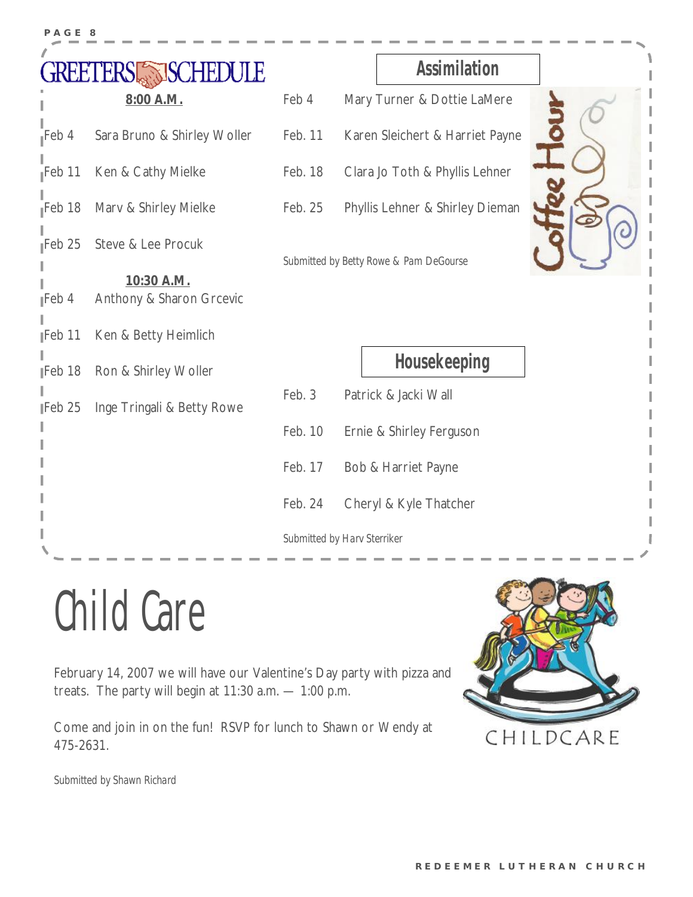## GREETERS SCHEDULE

**8:00 A.M.**

| | |
|---|---|
| Feb 4 | Sara Bruno & Shirley Woller |
| Feb 11 | Ken & Cathy Mielke |
| Feb 18 | Marv & Shirley Mielke |
| Feb 25 | Steve & Lee Procuk |

**10:30 A.M.**

| | |
|---|---|
| Feb 4 | Anthony & Sharon Grcevic |
| Feb 11 | Ken & Betty Heimlich |
| Feb 18 | Ron & Shirley Woller |
| Feb 25 | Inge Tringali & Betty Rowe |

## Assimilation

Coffee Hour

| | |
|---|---|
| Feb 4 | Mary Turner & Dottie LaMere |
| Feb. 11 | Karen Sleichert & Harriet Payne |
| Feb. 18 | Clara Jo Toth & Phyllis Lehner |
| Feb. 25 | Phyllis Lehner & Shirley Dieman |

*Submitted by Betty Rowe & Pam DeGourse*

## Housekeeping

| | |
|---|---|
| Feb. 3 | Patrick & Jacki Wall |
| Feb. 10 | Ernie & Shirley Ferguson |
| Feb. 17 | Bob & Harriet Payne |
| Feb. 24 | Cheryl & Kyle Thatcher |

*Submitted by Harv Sterriker*

# Child Care

February 14, 2007 we will have our Valentine's Day party with pizza and treats. The party will begin at 11:30 a.m. — 1:00 p.m.

Come and join in on the fun! RSVP for lunch to Shawn or Wendy at 475-2631.

*Submitted by Shawn Richard*

CHILDCARE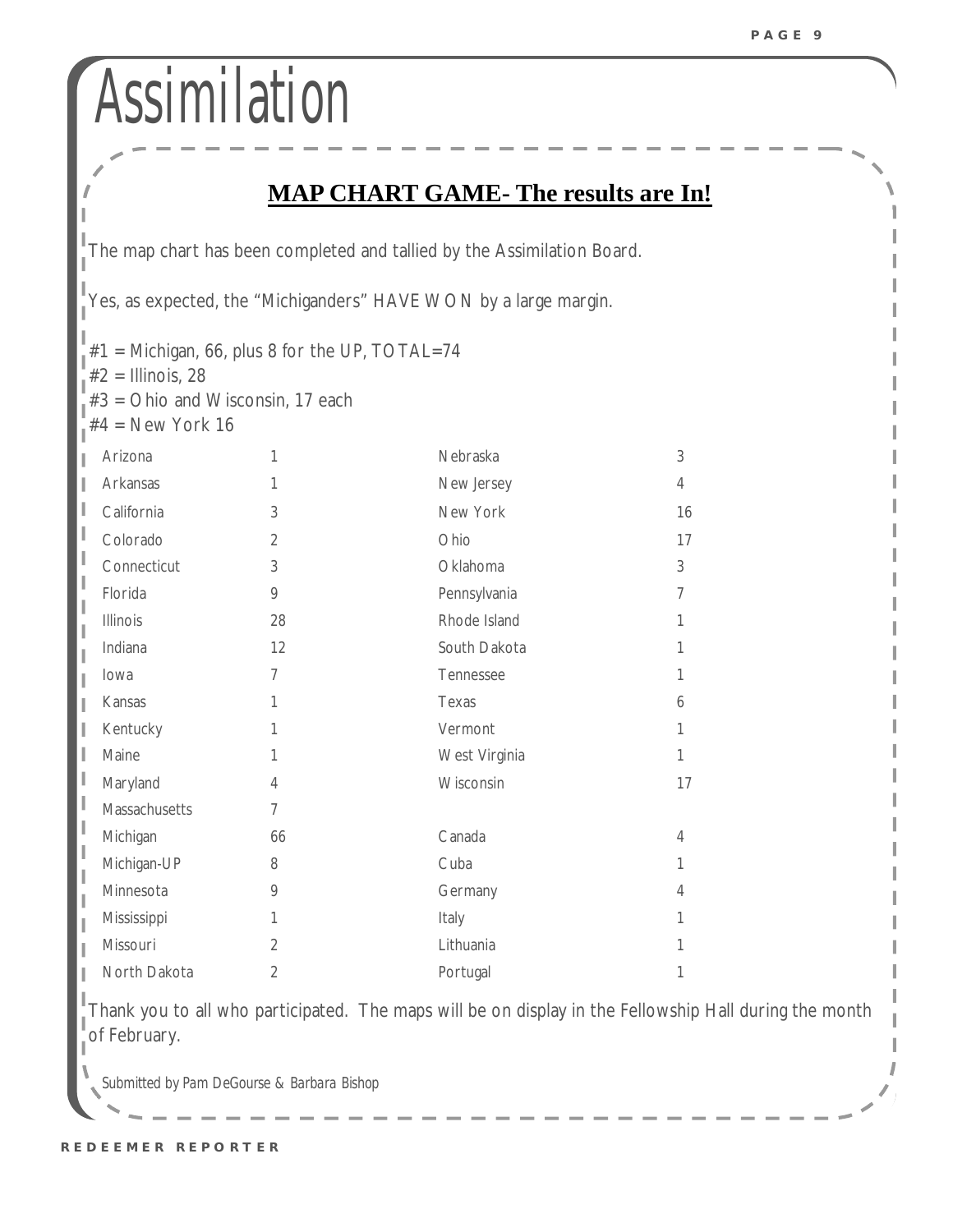# Assimilation

## MAP CHART GAME- The results are In!

The map chart has been completed and tallied by the Assimilation Board.

Yes, as expected, the "Michiganders" HAVE WON by a large margin.

#1 = Michigan, 66, plus 8 for the UP, TOTAL=74
#2 = Illinois, 28
#3 = Ohio and Wisconsin, 17 each
#4 = New York 16

| | | | |
|---|---|---|---|
| Arizona | 1 | Nebraska | 3 |
| Arkansas | 1 | New Jersey | 4 |
| California | 3 | New York | 16 |
| Colorado | 2 | Ohio | 17 |
| Connecticut | 3 | Oklahoma | 3 |
| Florida | 9 | Pennsylvania | 7 |
| Illinois | 28 | Rhode Island | 1 |
| Indiana | 12 | South Dakota | 1 |
| Iowa | 7 | Tennessee | 1 |
| Kansas | 1 | Texas | 6 |
| Kentucky | 1 | Vermont | 1 |
| Maine | 1 | West Virginia | 1 |
| Maryland | 4 | Wisconsin | 17 |
| Massachusetts | 7 | | |
| Michigan | 66 | Canada | 4 |
| Michigan-UP | 8 | Cuba | 1 |
| Minnesota | 9 | Germany | 4 |
| Mississippi | 1 | Italy | 1 |
| Missouri | 2 | Lithuania | 1 |
| North Dakota | 2 | Portugal | 1 |

Thank you to all who participated. The maps will be on display in the Fellowship Hall during the month of February.

*Submitted by Pam DeGourse & Barbara Bishop*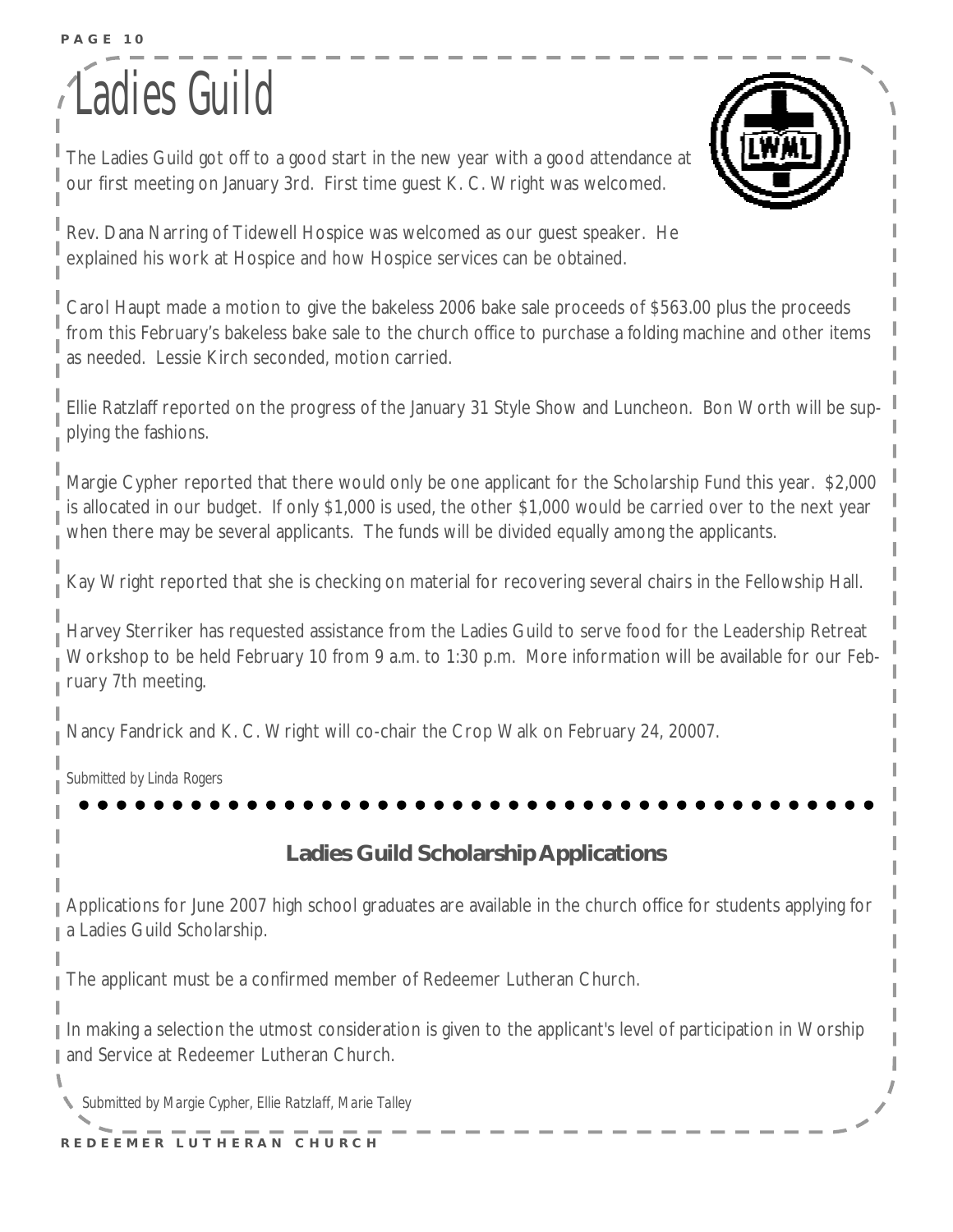# Ladies Guild

The Ladies Guild got off to a good start in the new year with a good attendance at our first meeting on January 3rd. First time guest K. C. Wright was welcomed.

Rev. Dana Narring of Tidewell Hospice was welcomed as our guest speaker. He explained his work at Hospice and how Hospice services can be obtained.

Carol Haupt made a motion to give the bakeless 2006 bake sale proceeds of $563.00 plus the proceeds from this February's bakeless bake sale to the church office to purchase a folding machine and other items as needed. Lessie Kirch seconded, motion carried.

Ellie Ratzlaff reported on the progress of the January 31 Style Show and Luncheon. Bon Worth will be supplying the fashions.

Margie Cypher reported that there would only be one applicant for the Scholarship Fund this year. $2,000 is allocated in our budget. If only $1,000 is used, the other $1,000 would be carried over to the next year when there may be several applicants. The funds will be divided equally among the applicants.

Kay Wright reported that she is checking on material for recovering several chairs in the Fellowship Hall.

Harvey Sterriker has requested assistance from the Ladies Guild to serve food for the Leadership Retreat Workshop to be held February 10 from 9 a.m. to 1:30 p.m. More information will be available for our February 7th meeting.

Nancy Fandrick and K. C. Wright will co-chair the Crop Walk on February 24, 20007.

*Submitted by Linda Rogers*

## Ladies Guild Scholarship Applications

Applications for June 2007 high school graduates are available in the church office for students applying for a Ladies Guild Scholarship.

The applicant must be a confirmed member of Redeemer Lutheran Church.

In making a selection the utmost consideration is given to the applicant's level of participation in Worship and Service at Redeemer Lutheran Church.

*Submitted by Margie Cypher, Ellie Ratzlaff, Marie Talley*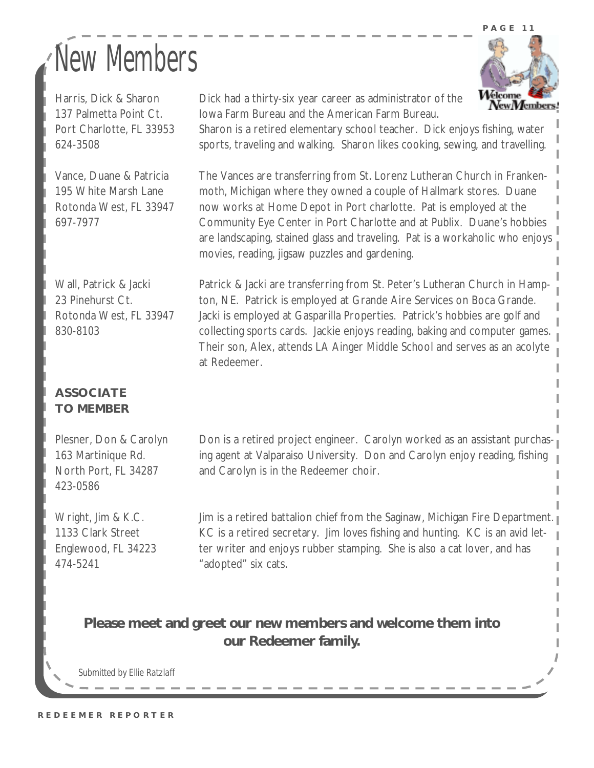# New Members

Harris, Dick & Sharon
137 Palmetta Point Ct.
Port Charlotte, FL 33953
624-3508

Dick had a thirty-six year career as administrator of the Iowa Farm Bureau and the American Farm Bureau. Sharon is a retired elementary school teacher. Dick enjoys fishing, water sports, traveling and walking. Sharon likes cooking, sewing, and travelling.

Vance, Duane & Patricia
195 White Marsh Lane
Rotonda West, FL 33947
697-7977

The Vances are transferring from St. Lorenz Lutheran Church in Frankenmoth, Michigan where they owned a couple of Hallmark stores. Duane now works at Home Depot in Port charlotte. Pat is employed at the Community Eye Center in Port Charlotte and at Publix. Duane's hobbies are landscaping, stained glass and traveling. Pat is a workaholic who enjoys movies, reading, jigsaw puzzles and gardening.

Wall, Patrick & Jacki
23 Pinehurst Ct.
Rotonda West, FL 33947
830-8103

Patrick & Jacki are transferring from St. Peter's Lutheran Church in Hampton, NE. Patrick is employed at Grande Aire Services on Boca Grande. Jacki is employed at Gasparilla Properties. Patrick's hobbies are golf and collecting sports cards. Jackie enjoys reading, baking and computer games. Their son, Alex, attends LA Ainger Middle School and serves as an acolyte at Redeemer.

**ASSOCIATE TO MEMBER**

Plesner, Don & Carolyn
163 Martinique Rd.
North Port, FL 34287
423-0586

Don is a retired project engineer. Carolyn worked as an assistant purchasing agent at Valparaiso University. Don and Carolyn enjoy reading, fishing and Carolyn is in the Redeemer choir.

Wright, Jim & K.C.
1133 Clark Street
Englewood, FL 34223
474-5241

Jim is a retired battalion chief from the Saginaw, Michigan Fire Department. KC is a retired secretary. Jim loves fishing and hunting. KC is an avid letter writer and enjoys rubber stamping. She is also a cat lover, and has "adopted" six cats.

**Please meet and greet our new members and welcome them into our Redeemer family.**

*Submitted by Ellie Ratzlaff*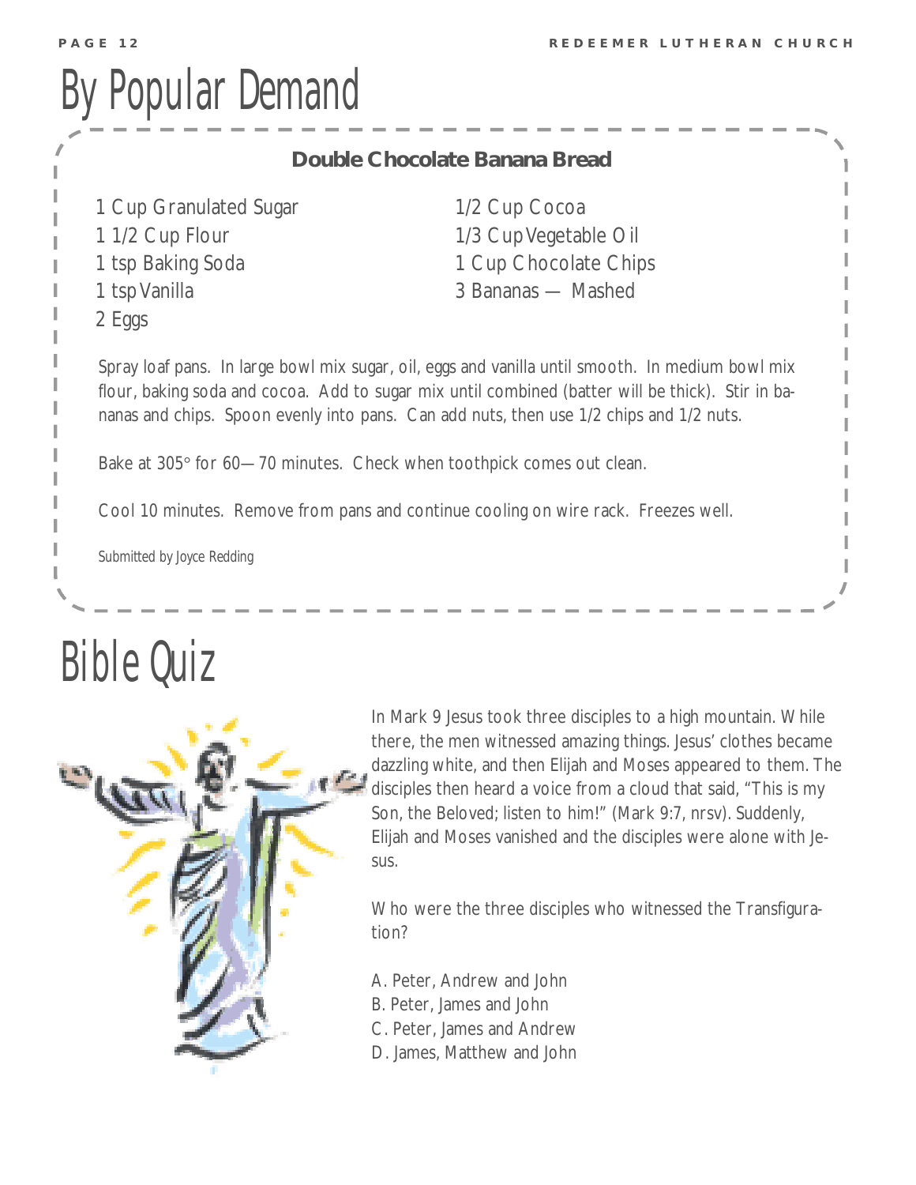# By Popular Demand

**Double Chocolate Banana Bread**

- 1 Cup Granulated Sugar
- 1 1/2 Cup Flour
- 1 tsp Baking Soda
- 1 tsp Vanilla
- 2 Eggs
- 1/2 Cup Cocoa
- 1/3 Cup Vegetable Oil
- 1 Cup Chocolate Chips
- 3 Bananas — Mashed

Spray loaf pans. In large bowl mix sugar, oil, eggs and vanilla until smooth. In medium bowl mix flour, baking soda and cocoa. Add to sugar mix until combined (batter will be thick). Stir in bananas and chips. Spoon evenly into pans. Can add nuts, then use 1/2 chips and 1/2 nuts.

Bake at 305° for 60—70 minutes. Check when toothpick comes out clean.

Cool 10 minutes. Remove from pans and continue cooling on wire rack. Freezes well.

*Submitted by Joyce Redding*

# Bible Quiz

In Mark 9 Jesus took three disciples to a high mountain. While there, the men witnessed amazing things. Jesus' clothes became dazzling white, and then Elijah and Moses appeared to them. The disciples then heard a voice from a cloud that said, "This is my Son, the Beloved; listen to him!" (Mark 9:7, nrsv). Suddenly, Elijah and Moses vanished and the disciples were alone with Jesus.

Who were the three disciples who witnessed the Transfiguration?

A. Peter, Andrew and John
B. Peter, James and John
C. Peter, James and Andrew
D. James, Matthew and John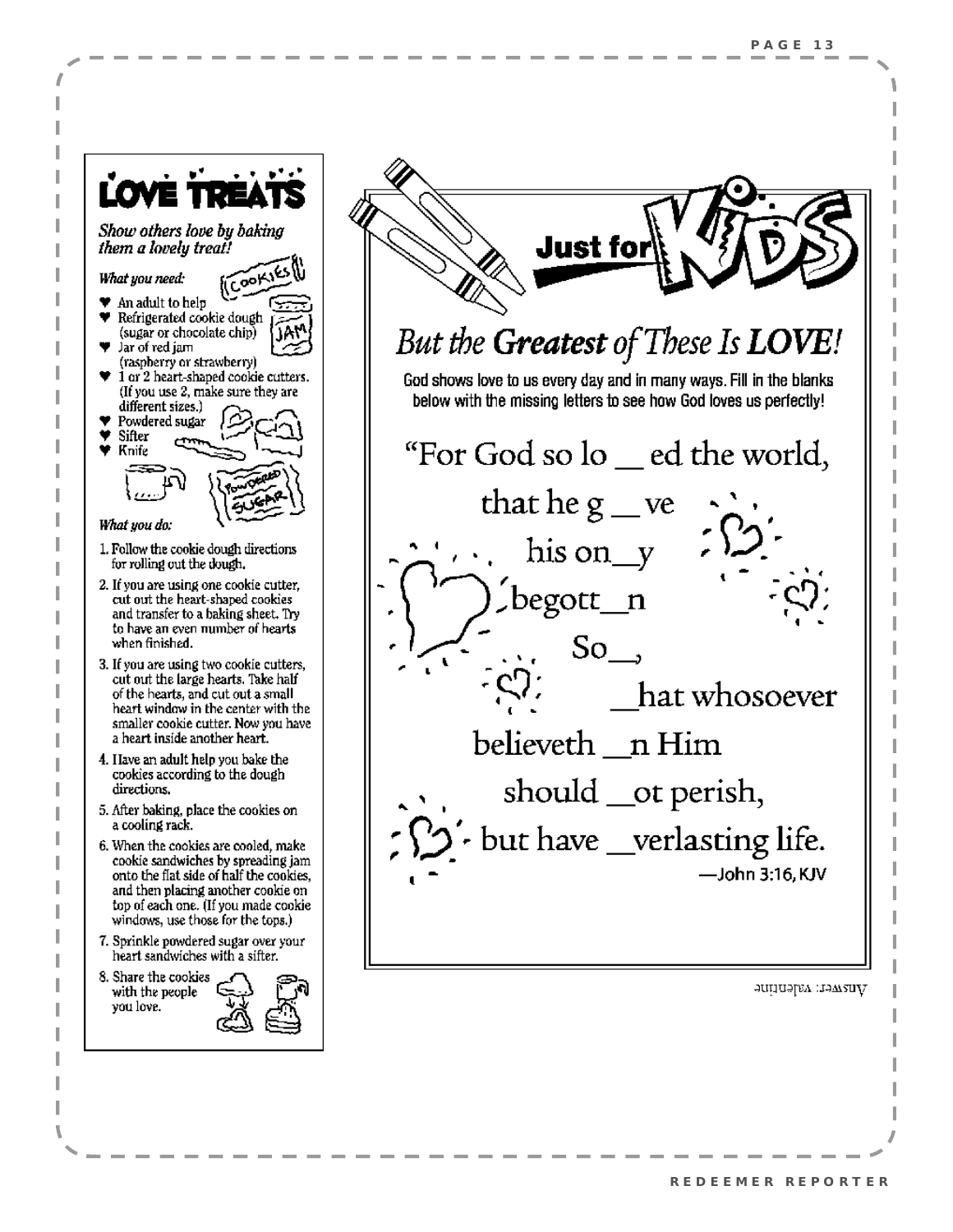## LOVE TREATS

*Show others love by baking them a lovely treat!*

*What you need:*

- An adult to help
- Refrigerated cookie dough (sugar or chocolate chip)
- Jar of red jam (raspberry or strawberry)
- 1 or 2 heart-shaped cookie cutters. (If you use 2, make sure they are different sizes.)
- Powdered sugar
- Sifter
- Knife

*What you do:*

1. Follow the cookie dough directions for rolling out the dough.
2. If you are using one cookie cutter, cut out the heart-shaped cookies and transfer to a baking sheet. Try to have an even number of hearts when finished.
3. If you are using two cookie cutters, cut out the large hearts. Take half of the hearts, and cut out a small heart window in the center with the smaller cookie cutter. Now you have a heart inside another heart.
4. Have an adult help you bake the cookies according to the dough directions.
5. After baking, place the cookies on a cooling rack.
6. When the cookies are cooled, make cookie sandwiches by spreading jam onto the flat side of half the cookies, and then placing another cookie on top of each one. (If you made cookie windows, use those for the tops.)
7. Sprinkle powdered sugar over your heart sandwiches with a sifter.
8. Share the cookies with the people you love.

## Just for KIDS

### *But the **Greatest** of These Is **LOVE**!*

God shows love to us every day and in many ways. Fill in the blanks below with the missing letters to see how God loves us perfectly!

"For God so lo __ ed the world,
that he g __ ve
his on__y
begott__n
So__,
__hat whosoever
believeth __n Him
should __ot perish,
but have __verlasting life.

—John 3:16, KJV

Answer: valentine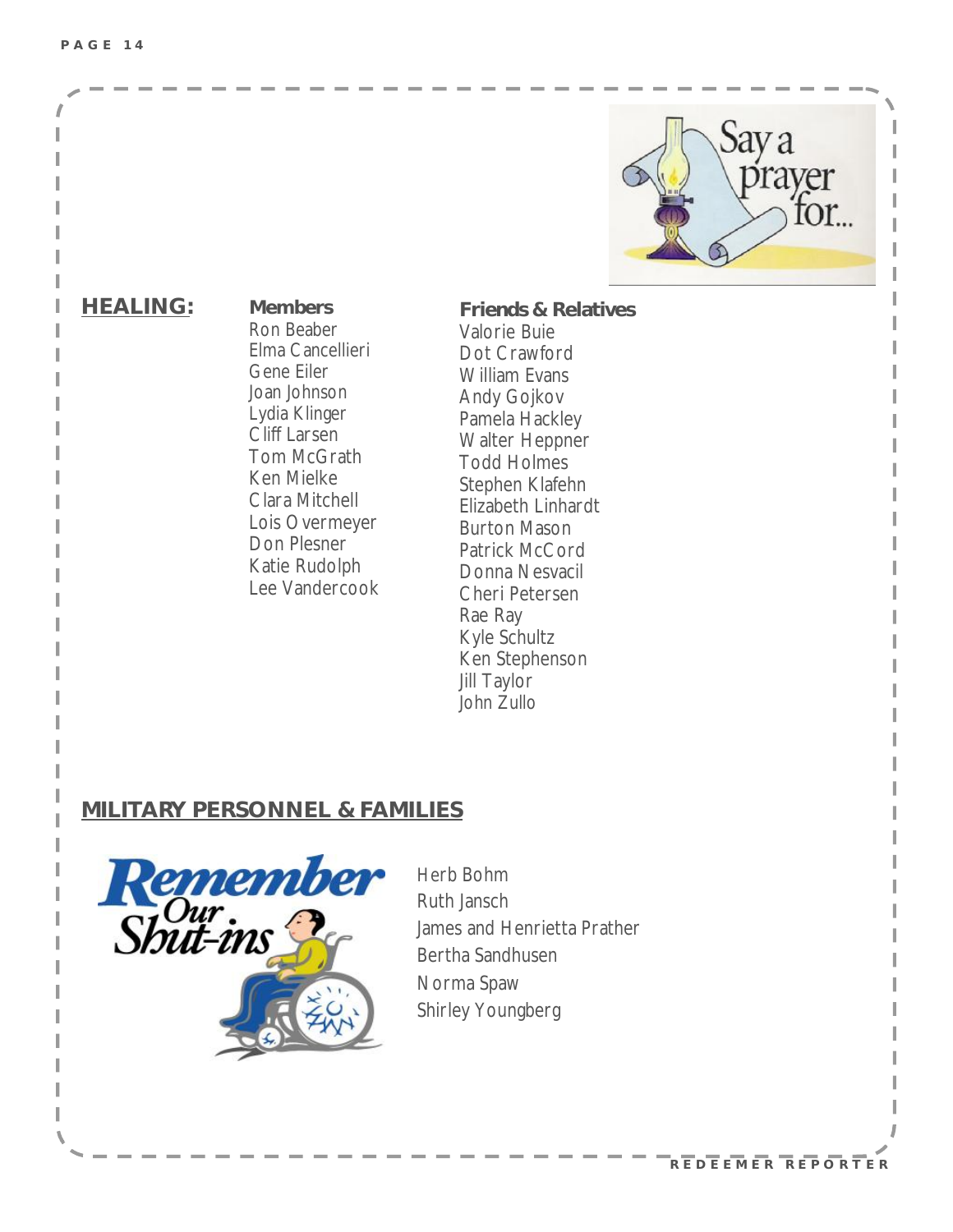Say a prayer for...

## HEALING:

**Members**

Ron Beaber
Elma Cancellieri
Gene Eiler
Joan Johnson
Lydia Klinger
Cliff Larsen
Tom McGrath
Ken Mielke
Clara Mitchell
Lois Overmeyer
Don Plesner
Katie Rudolph
Lee Vandercook

**Friends & Relatives**

Valorie Buie
Dot Crawford
William Evans
Andy Gojkov
Pamela Hackley
Walter Heppner
Todd Holmes
Stephen Klafehn
Elizabeth Linhardt
Burton Mason
Patrick McCord
Donna Nesvacil
Cheri Petersen
Rae Ray
Kyle Schultz
Ken Stephenson
Jill Taylor
John Zullo

## MILITARY PERSONNEL & FAMILIES

Remember Our Shut-ins

Herb Bohm
Ruth Jansch
James and Henrietta Prather
Bertha Sandhusen
Norma Spaw
Shirley Youngberg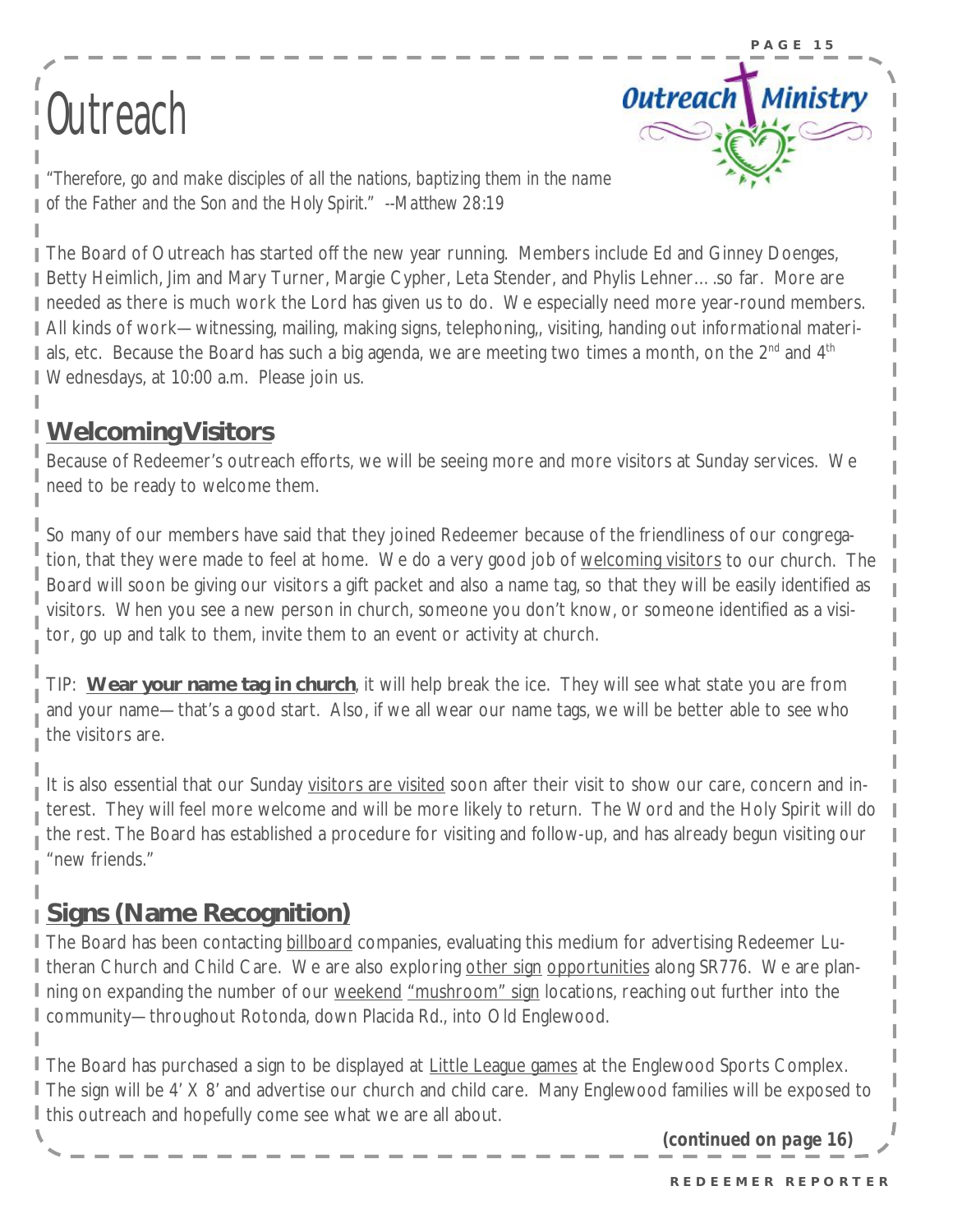# Outreach

*"Therefore, go and make disciples of all the nations, baptizing them in the name of the Father and the Son and the Holy Spirit." --Matthew 28:19*

The Board of Outreach has started off the new year running. Members include Ed and Ginney Doenges, Betty Heimlich, Jim and Mary Turner, Margie Cypher, Leta Stender, and Phylis Lehner….so far. More are needed as there is much work the Lord has given us to do. We especially need more year-round members. All kinds of work—witnessing, mailing, making signs, telephoning,, visiting, handing out informational materials, etc. Because the Board has such a big agenda, we are meeting two times a month, on the 2nd and 4th Wednesdays, at 10:00 a.m. Please join us.

## Welcoming Visitors

Because of Redeemer's outreach efforts, we will be seeing more and more visitors at Sunday services. We need to be ready to welcome them.

So many of our members have said that they joined Redeemer because of the friendliness of our congregation, that they were made to feel at home. We do a very good job of welcoming visitors to our church. The Board will soon be giving our visitors a gift packet and also a name tag, so that they will be easily identified as visitors. When you see a new person in church, someone you don't know, or someone identified as a visitor, go up and talk to them, invite them to an event or activity at church.

TIP: **Wear your name tag in church**, it will help break the ice. They will see what state you are from and your name—that's a good start. Also, if we all wear our name tags, we will be better able to see who the visitors are.

It is also essential that our Sunday visitors are visited soon after their visit to show our care, concern and interest. They will feel more welcome and will be more likely to return. The Word and the Holy Spirit will do the rest. The Board has established a procedure for visiting and follow-up, and has already begun visiting our "new friends."

## Signs (Name Recognition)

The Board has been contacting billboard companies, evaluating this medium for advertising Redeemer Lutheran Church and Child Care. We are also exploring other sign opportunities along SR776. We are planning on expanding the number of our weekend "mushroom" sign locations, reaching out further into the community—throughout Rotonda, down Placida Rd., into Old Englewood.

The Board has purchased a sign to be displayed at Little League games at the Englewood Sports Complex. The sign will be 4' X 8' and advertise our church and child care. Many Englewood families will be exposed to this outreach and hopefully come see what we are all about.

***(continued on page 16)***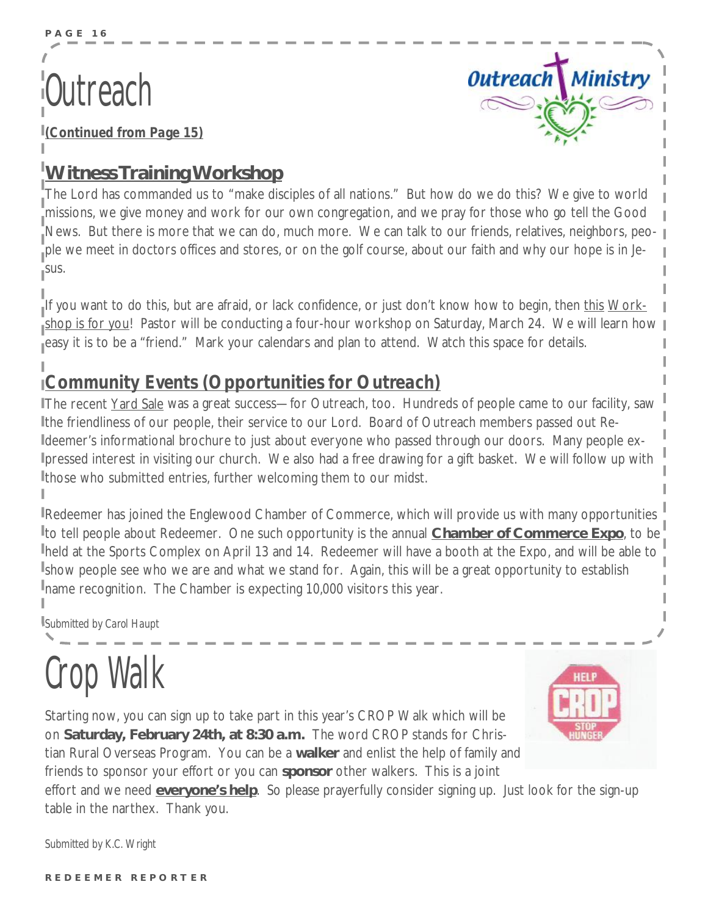# Outreach

***(Continued from Page 15)***

## Witness Training Workshop

The Lord has commanded us to "make disciples of all nations." But how do we do this? We give to world missions, we give money and work for our own congregation, and we pray for those who go tell the Good News. But there is more that we can do, much more. We can talk to our friends, relatives, neighbors, people we meet in doctors offices and stores, or on the golf course, about our faith and why our hope is in Jesus.

If you want to do this, but are afraid, or lack confidence, or just don't know how to begin, then this Workshop is for you! Pastor will be conducting a four-hour workshop on Saturday, March 24. We will learn how easy it is to be a "friend." Mark your calendars and plan to attend. Watch this space for details.

## Community Events (Opportunities for Outreach)

The recent Yard Sale was a great success—for Outreach, too. Hundreds of people came to our facility, saw the friendliness of our people, their service to our Lord. Board of Outreach members passed out Redeemer's informational brochure to just about everyone who passed through our doors. Many people expressed interest in visiting our church. We also had a free drawing for a gift basket. We will follow up with those who submitted entries, further welcoming them to our midst.

Redeemer has joined the Englewood Chamber of Commerce, which will provide us with many opportunities to tell people about Redeemer. One such opportunity is the annual **Chamber of Commerce Expo**, to be held at the Sports Complex on April 13 and 14. Redeemer will have a booth at the Expo, and will be able to show people see who we are and what we stand for. Again, this will be a great opportunity to establish name recognition. The Chamber is expecting 10,000 visitors this year.

*Submitted by Carol Haupt*

# Crop Walk

Starting now, you can sign up to take part in this year's CROP Walk which will be on **Saturday, February 24th, at 8:30 a.m.** The word CROP stands for Christian Rural Overseas Program. You can be a **walker** and enlist the help of family and friends to sponsor your effort or you can **sponsor** other walkers. This is a joint effort and we need **everyone's help**. So please prayerfully consider signing up. Just look for the sign-up table in the narthex. Thank you.

*Submitted by K.C. Wright*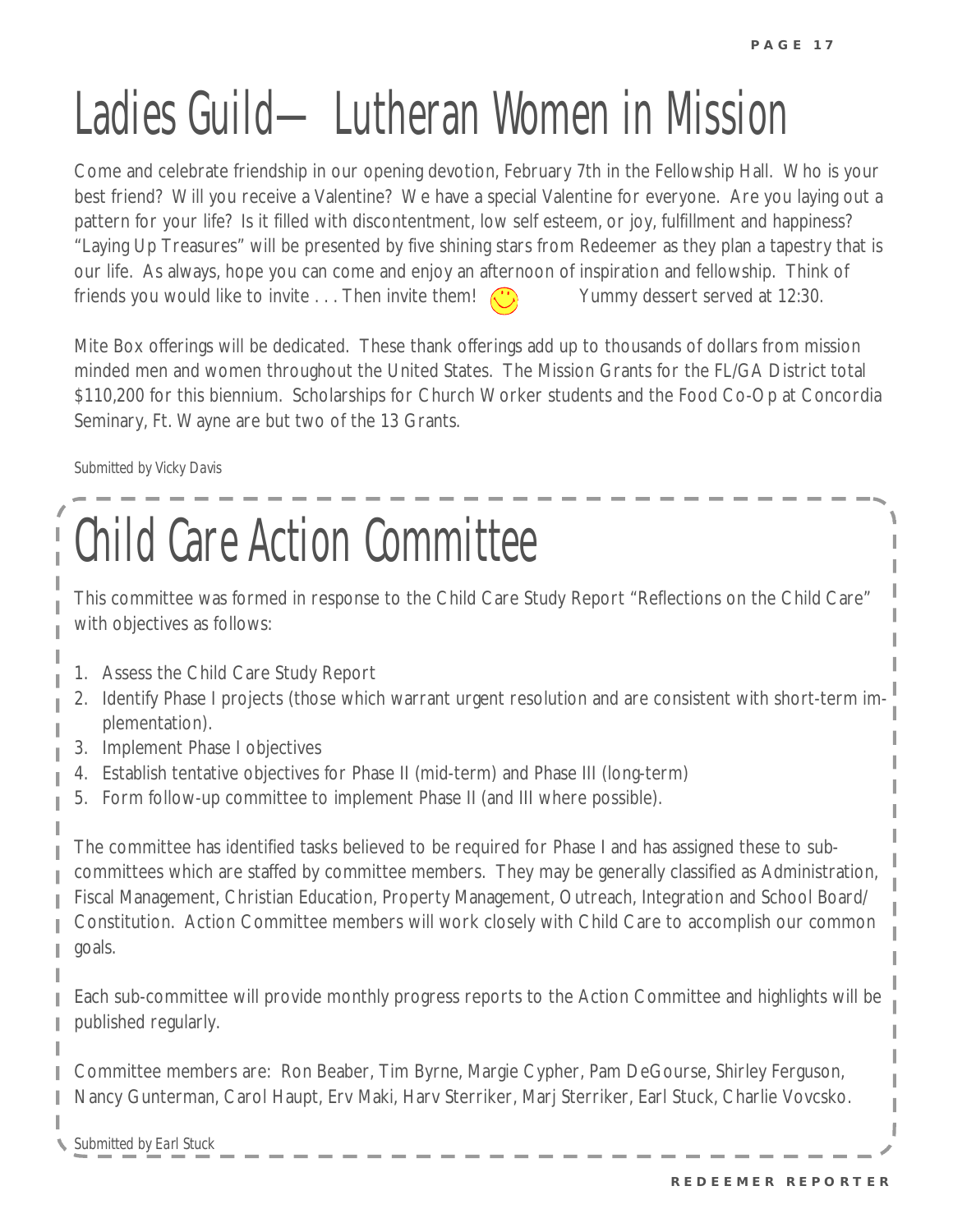# Ladies Guild— Lutheran Women in Mission

Come and celebrate friendship in our opening devotion, February 7th in the Fellowship Hall. Who is your best friend? Will you receive a Valentine? We have a special Valentine for everyone. Are you laying out a pattern for your life? Is it filled with discontentment, low self esteem, or joy, fulfillment and happiness? "Laying Up Treasures" will be presented by five shining stars from Redeemer as they plan a tapestry that is our life. As always, hope you can come and enjoy an afternoon of inspiration and fellowship. Think of friends you would like to invite . . . Then invite them! Yummy dessert served at 12:30.

Mite Box offerings will be dedicated. These thank offerings add up to thousands of dollars from mission minded men and women throughout the United States. The Mission Grants for the FL/GA District total $110,200 for this biennium. Scholarships for Church Worker students and the Food Co-Op at Concordia Seminary, Ft. Wayne are but two of the 13 Grants.

*Submitted by Vicky Davis*

# Child Care Action Committee

This committee was formed in response to the Child Care Study Report "Reflections on the Child Care" with objectives as follows:

1. Assess the Child Care Study Report
2. Identify Phase I projects (those which warrant urgent resolution and are consistent with short-term implementation).
3. Implement Phase I objectives
4. Establish tentative objectives for Phase II (mid-term) and Phase III (long-term)
5. Form follow-up committee to implement Phase II (and III where possible).

The committee has identified tasks believed to be required for Phase I and has assigned these to sub-committees which are staffed by committee members. They may be generally classified as Administration, Fiscal Management, Christian Education, Property Management, Outreach, Integration and School Board/ Constitution. Action Committee members will work closely with Child Care to accomplish our common goals.

Each sub-committee will provide monthly progress reports to the Action Committee and highlights will be published regularly.

Committee members are: Ron Beaber, Tim Byrne, Margie Cypher, Pam DeGourse, Shirley Ferguson, Nancy Gunterman, Carol Haupt, Erv Maki, Harv Sterriker, Marj Sterriker, Earl Stuck, Charlie Vovcsko.

*Submitted by Earl Stuck*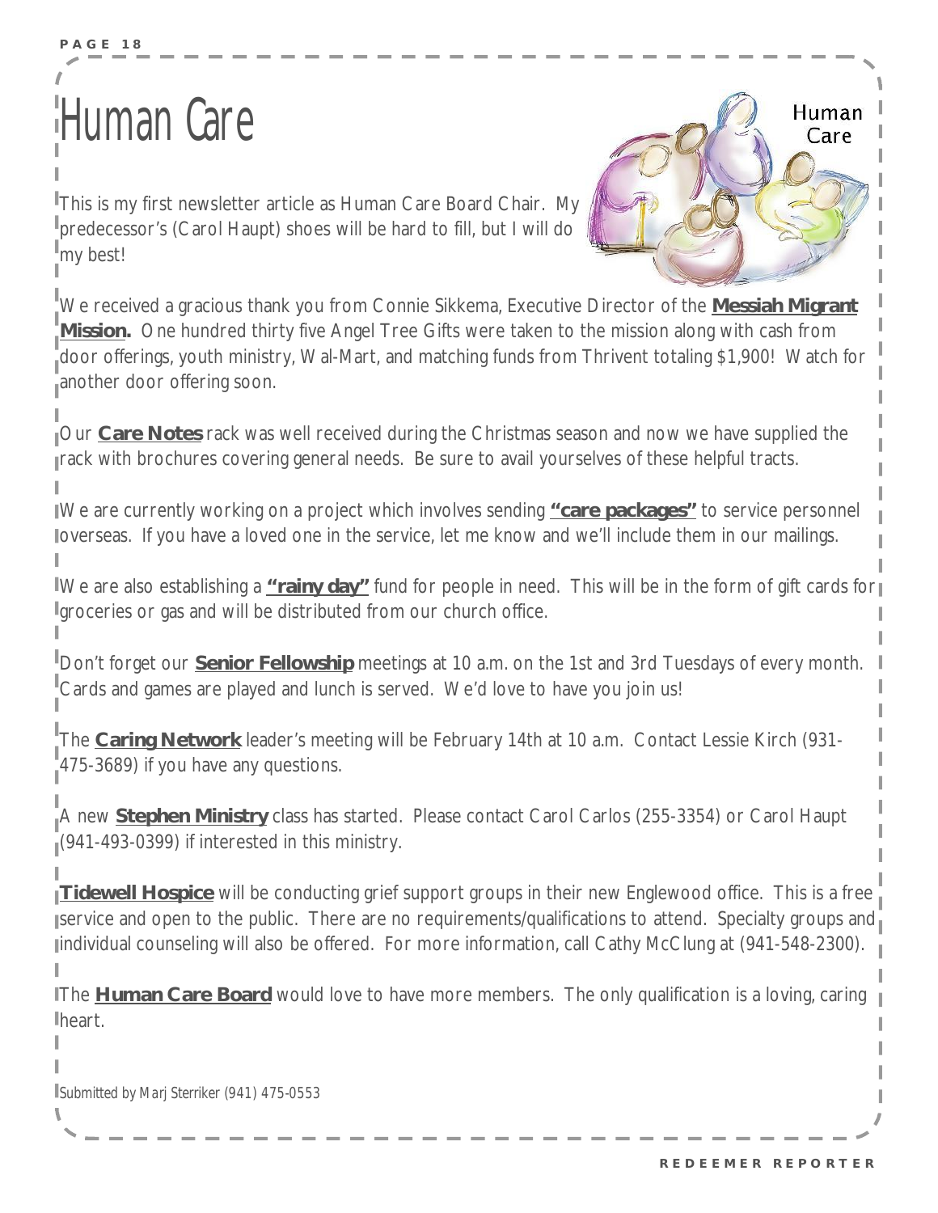# Human Care

This is my first newsletter article as Human Care Board Chair. My predecessor's (Carol Haupt) shoes will be hard to fill, but I will do my best!

We received a gracious thank you from Connie Sikkema, Executive Director of the **Messiah Migrant Mission.** One hundred thirty five Angel Tree Gifts were taken to the mission along with cash from door offerings, youth ministry, Wal-Mart, and matching funds from Thrivent totaling $1,900! Watch for another door offering soon.

Our **Care Notes** rack was well received during the Christmas season and now we have supplied the rack with brochures covering general needs. Be sure to avail yourselves of these helpful tracts.

We are currently working on a project which involves sending **"care packages"** to service personnel overseas. If you have a loved one in the service, let me know and we'll include them in our mailings.

We are also establishing a **"rainy day"** fund for people in need. This will be in the form of gift cards for groceries or gas and will be distributed from our church office.

Don't forget our **Senior Fellowship** meetings at 10 a.m. on the 1st and 3rd Tuesdays of every month. Cards and games are played and lunch is served. We'd love to have you join us!

The **Caring Network** leader's meeting will be February 14th at 10 a.m. Contact Lessie Kirch (931-475-3689) if you have any questions.

A new **Stephen Ministry** class has started. Please contact Carol Carlos (255-3354) or Carol Haupt (941-493-0399) if interested in this ministry.

**Tidewell Hospice** will be conducting grief support groups in their new Englewood office. This is a free service and open to the public. There are no requirements/qualifications to attend. Specialty groups and individual counseling will also be offered. For more information, call Cathy McClung at (941-548-2300).

The **Human Care Board** would love to have more members. The only qualification is a loving, caring heart.

*Submitted by Marj Sterriker (941) 475-0553*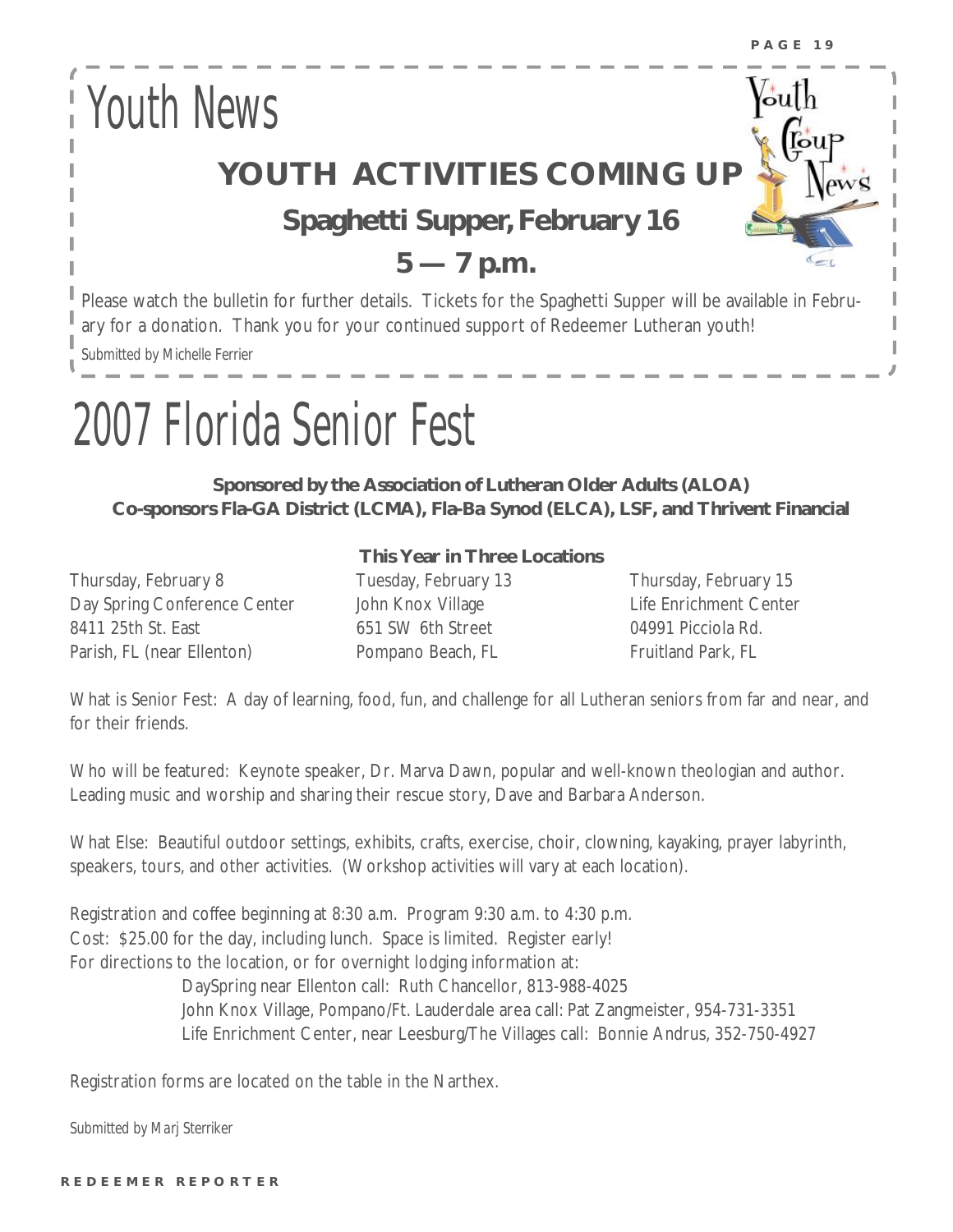# Youth News

## YOUTH ACTIVITIES COMING UP

### Spaghetti Supper, February 16

### 5 — 7 p.m.

Please watch the bulletin for further details. Tickets for the Spaghetti Supper will be available in February for a donation. Thank you for your continued support of Redeemer Lutheran youth!

*Submitted by Michelle Ferrier*

# 2007 Florida Senior Fest

**Sponsored by the Association of Lutheran Older Adults (ALOA)**
**Co-sponsors Fla-GA District (LCMA), Fla-Ba Synod (ELCA), LSF, and Thrivent Financial**

**This Year in Three Locations**

Thursday, February 8
Day Spring Conference Center
8411 25th St. East
Parish, FL (near Ellenton)

Tuesday, February 13
John Knox Village
651 SW 6th Street
Pompano Beach, FL

Thursday, February 15
Life Enrichment Center
04991 Picciola Rd.
Fruitland Park, FL

What is Senior Fest: A day of learning, food, fun, and challenge for all Lutheran seniors from far and near, and for their friends.

Who will be featured: Keynote speaker, Dr. Marva Dawn, popular and well-known theologian and author. Leading music and worship and sharing their rescue story, Dave and Barbara Anderson.

What Else: Beautiful outdoor settings, exhibits, crafts, exercise, choir, clowning, kayaking, prayer labyrinth, speakers, tours, and other activities. (Workshop activities will vary at each location).

Registration and coffee beginning at 8:30 a.m. Program 9:30 a.m. to 4:30 p.m.
Cost: $25.00 for the day, including lunch. Space is limited. Register early!
For directions to the location, or for overnight lodging information at:

DaySpring near Ellenton call: Ruth Chancellor, 813-988-4025
John Knox Village, Pompano/Ft. Lauderdale area call: Pat Zangmeister, 954-731-3351
Life Enrichment Center, near Leesburg/The Villages call: Bonnie Andrus, 352-750-4927

Registration forms are located on the table in the Narthex.

*Submitted by Marj Sterriker*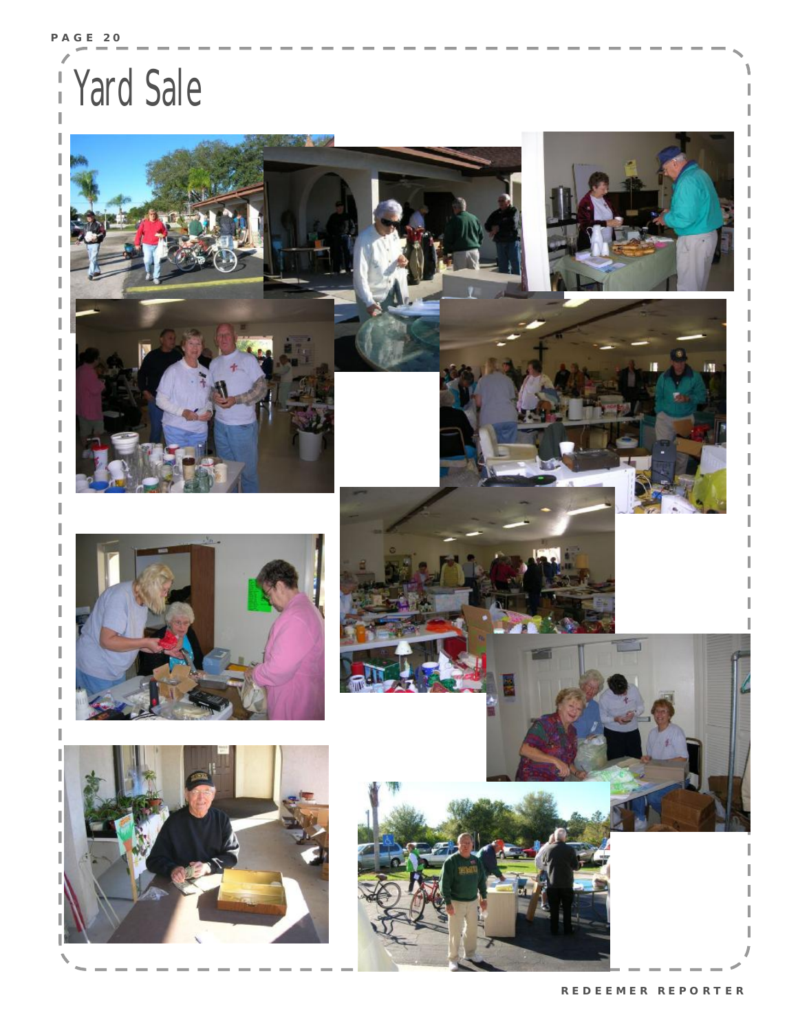# Yard Sale